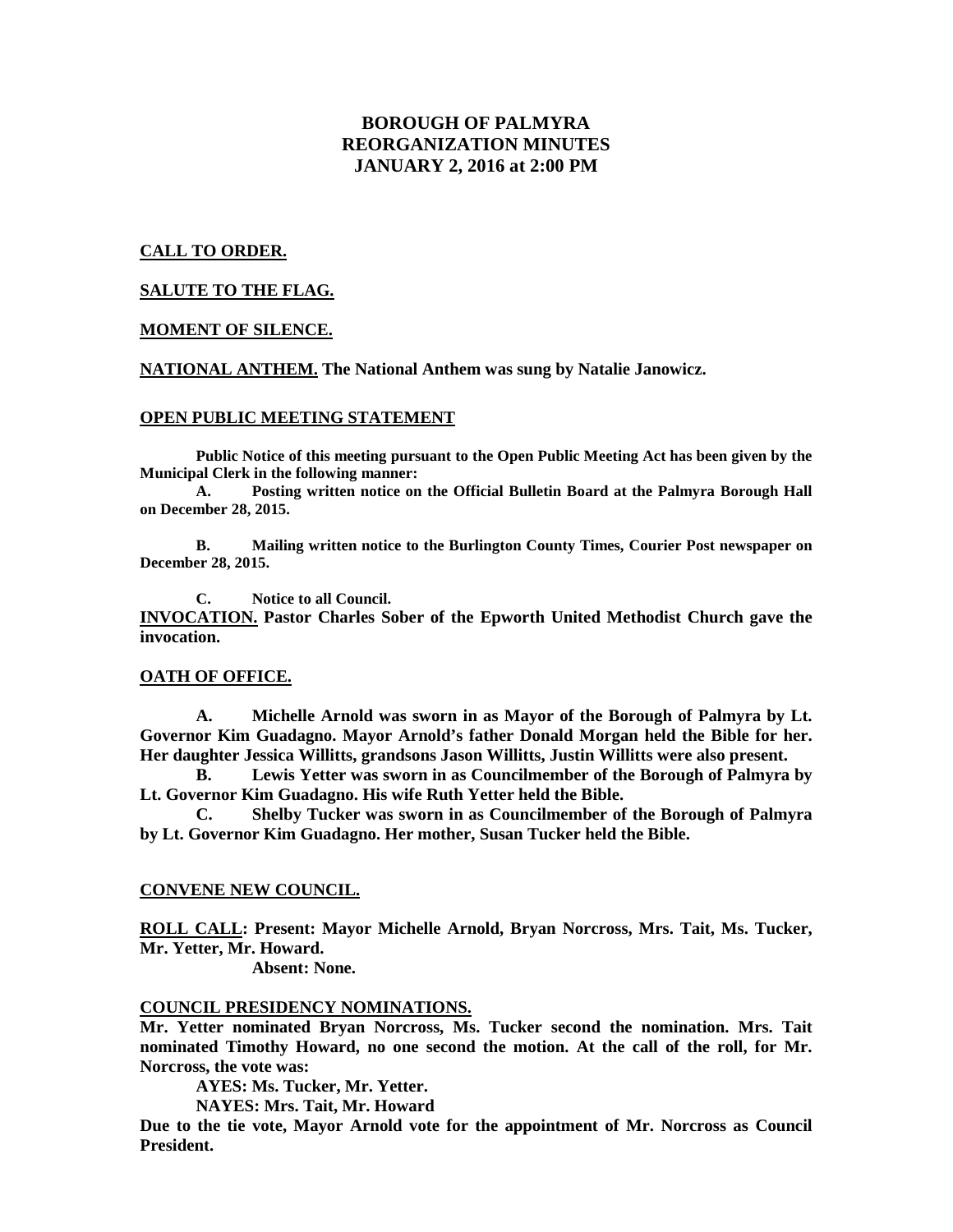# BOROUGH OF PALMYRA
# REORGANIZATION MINUTES
# JANUARY 2, 2016 at 2:00 PM

**CALL TO ORDER.**

**SALUTE TO THE FLAG.**

**MOMENT OF SILENCE.**

**NATIONAL ANTHEM. The National Anthem was sung by Natalie Janowicz.**

**OPEN PUBLIC MEETING STATEMENT**

**Public Notice of this meeting pursuant to the Open Public Meeting Act has been given by the Municipal Clerk in the following manner:**

**A. Posting written notice on the Official Bulletin Board at the Palmyra Borough Hall on December 28, 2015.**

**B. Mailing written notice to the Burlington County Times, Courier Post newspaper on December 28, 2015.**

**C. Notice to all Council.**

**INVOCATION. Pastor Charles Sober of the Epworth United Methodist Church gave the invocation.**

**OATH OF OFFICE.**

**A. Michelle Arnold was sworn in as Mayor of the Borough of Palmyra by Lt. Governor Kim Guadagno. Mayor Arnold's father Donald Morgan held the Bible for her. Her daughter Jessica Willitts, grandsons Jason Willitts, Justin Willitts were also present.**

**B. Lewis Yetter was sworn in as Councilmember of the Borough of Palmyra by Lt. Governor Kim Guadagno. His wife Ruth Yetter held the Bible.**

**C. Shelby Tucker was sworn in as Councilmember of the Borough of Palmyra by Lt. Governor Kim Guadagno. Her mother, Susan Tucker held the Bible.**

**CONVENE NEW COUNCIL.**

**ROLL CALL: Present: Mayor Michelle Arnold, Bryan Norcross, Mrs. Tait, Ms. Tucker, Mr. Yetter, Mr. Howard.**

**Absent: None.**

**COUNCIL PRESIDENCY NOMINATIONS.**

**Mr. Yetter nominated Bryan Norcross, Ms. Tucker second the nomination. Mrs. Tait nominated Timothy Howard, no one second the motion. At the call of the roll, for Mr. Norcross, the vote was:**

**AYES: Ms. Tucker, Mr. Yetter.**

**NAYES: Mrs. Tait, Mr. Howard**

**Due to the tie vote, Mayor Arnold vote for the appointment of Mr. Norcross as Council President.**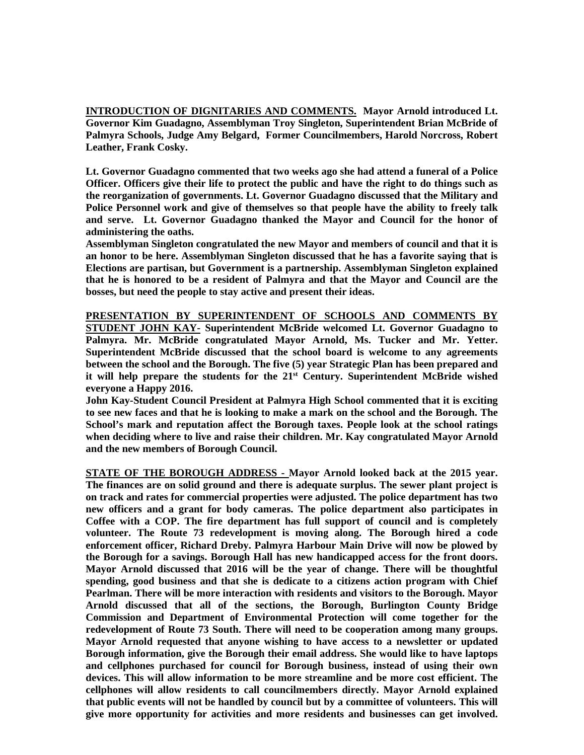**INTRODUCTION OF DIGNITARIES AND COMMENTS.** **Mayor Arnold introduced Lt. Governor Kim Guadagno, Assemblyman Troy Singleton, Superintendent Brian McBride of Palmyra Schools, Judge Amy Belgard, Former Councilmembers, Harold Norcross, Robert Leather, Frank Cosky.**

**Lt. Governor Guadagno commented that two weeks ago she had attend a funeral of a Police Officer. Officers give their life to protect the public and have the right to do things such as the reorganization of governments. Lt. Governor Guadagno discussed that the Military and Police Personnel work and give of themselves so that people have the ability to freely talk and serve. Lt. Governor Guadagno thanked the Mayor and Council for the honor of administering the oaths.**

**Assemblyman Singleton congratulated the new Mayor and members of council and that it is an honor to be here. Assemblyman Singleton discussed that he has a favorite saying that is Elections are partisan, but Government is a partnership. Assemblyman Singleton explained that he is honored to be a resident of Palmyra and that the Mayor and Council are the bosses, but need the people to stay active and present their ideas.**

**PRESENTATION BY SUPERINTENDENT OF SCHOOLS AND COMMENTS BY STUDENT JOHN KAY-** **Superintendent McBride welcomed Lt. Governor Guadagno to Palmyra. Mr. McBride congratulated Mayor Arnold, Ms. Tucker and Mr. Yetter. Superintendent McBride discussed that the school board is welcome to any agreements between the school and the Borough. The five (5) year Strategic Plan has been prepared and it will help prepare the students for the 21st Century. Superintendent McBride wished everyone a Happy 2016.**

**John Kay-Student Council President at Palmyra High School commented that it is exciting to see new faces and that he is looking to make a mark on the school and the Borough. The School's mark and reputation affect the Borough taxes. People look at the school ratings when deciding where to live and raise their children. Mr. Kay congratulated Mayor Arnold and the new members of Borough Council.**

**STATE OF THE BOROUGH ADDRESS -** **Mayor Arnold looked back at the 2015 year. The finances are on solid ground and there is adequate surplus. The sewer plant project is on track and rates for commercial properties were adjusted. The police department has two new officers and a grant for body cameras. The police department also participates in Coffee with a COP. The fire department has full support of council and is completely volunteer. The Route 73 redevelopment is moving along. The Borough hired a code enforcement officer, Richard Dreby. Palmyra Harbour Main Drive will now be plowed by the Borough for a savings. Borough Hall has new handicapped access for the front doors. Mayor Arnold discussed that 2016 will be the year of change. There will be thoughtful spending, good business and that she is dedicate to a citizens action program with Chief Pearlman. There will be more interaction with residents and visitors to the Borough. Mayor Arnold discussed that all of the sections, the Borough, Burlington County Bridge Commission and Department of Environmental Protection will come together for the redevelopment of Route 73 South. There will need to be cooperation among many groups. Mayor Arnold requested that anyone wishing to have access to a newsletter or updated Borough information, give the Borough their email address. She would like to have laptops and cellphones purchased for council for Borough business, instead of using their own devices. This will allow information to be more streamline and be more cost efficient. The cellphones will allow residents to call councilmembers directly. Mayor Arnold explained that public events will not be handled by council but by a committee of volunteers. This will give more opportunity for activities and more residents and businesses can get involved.**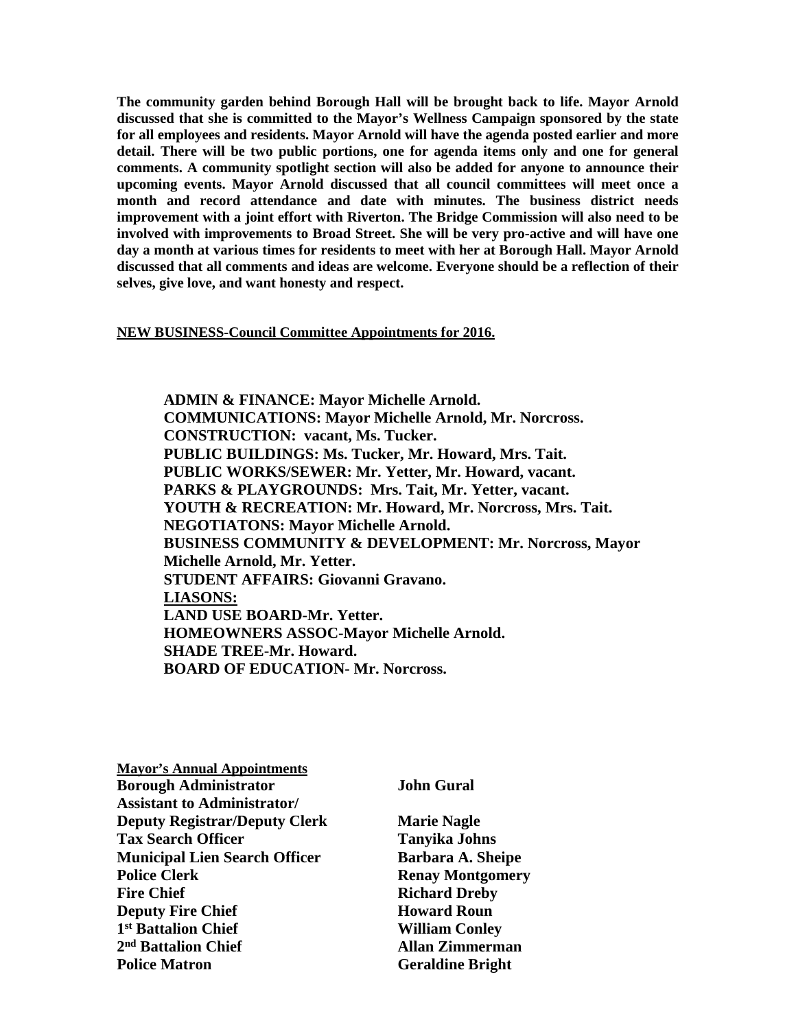**The community garden behind Borough Hall will be brought back to life. Mayor Arnold discussed that she is committed to the Mayor's Wellness Campaign sponsored by the state for all employees and residents. Mayor Arnold will have the agenda posted earlier and more detail. There will be two public portions, one for agenda items only and one for general comments. A community spotlight section will also be added for anyone to announce their upcoming events. Mayor Arnold discussed that all council committees will meet once a month and record attendance and date with minutes. The business district needs improvement with a joint effort with Riverton. The Bridge Commission will also need to be involved with improvements to Broad Street. She will be very pro-active and will have one day a month at various times for residents to meet with her at Borough Hall. Mayor Arnold discussed that all comments and ideas are welcome. Everyone should be a reflection of their selves, give love, and want honesty and respect.**

**NEW BUSINESS-Council Committee Appointments for 2016.**

**ADMIN & FINANCE: Mayor Michelle Arnold.**
**COMMUNICATIONS: Mayor Michelle Arnold, Mr. Norcross.**
**CONSTRUCTION: vacant, Ms. Tucker.**
**PUBLIC BUILDINGS: Ms. Tucker, Mr. Howard, Mrs. Tait.**
**PUBLIC WORKS/SEWER: Mr. Yetter, Mr. Howard, vacant.**
**PARKS & PLAYGROUNDS: Mrs. Tait, Mr. Yetter, vacant.**
**YOUTH & RECREATION: Mr. Howard, Mr. Norcross, Mrs. Tait.**
**NEGOTIATONS: Mayor Michelle Arnold.**
**BUSINESS COMMUNITY & DEVELOPMENT: Mr. Norcross, Mayor Michelle Arnold, Mr. Yetter.**
**STUDENT AFFAIRS: Giovanni Gravano.**
**LIASONS:**
**LAND USE BOARD-Mr. Yetter.**
**HOMEOWNERS ASSOC-Mayor Michelle Arnold.**
**SHADE TREE-Mr. Howard.**
**BOARD OF EDUCATION- Mr. Norcross.**

**Mayor's Annual Appointments**

| | |
|---|---|
| **Borough Administrator** | **John Gural** |
| **Assistant to Administrator/ Deputy Registrar/Deputy Clerk** | **Marie Nagle** |
| **Tax Search Officer** | **Tanyika Johns** |
| **Municipal Lien Search Officer** | **Barbara A. Sheipe** |
| **Police Clerk** | **Renay Montgomery** |
| **Fire Chief** | **Richard Dreby** |
| **Deputy Fire Chief** | **Howard Roun** |
| **1st Battalion Chief** | **William Conley** |
| **2nd Battalion Chief** | **Allan Zimmerman** |
| **Police Matron** | **Geraldine Bright** |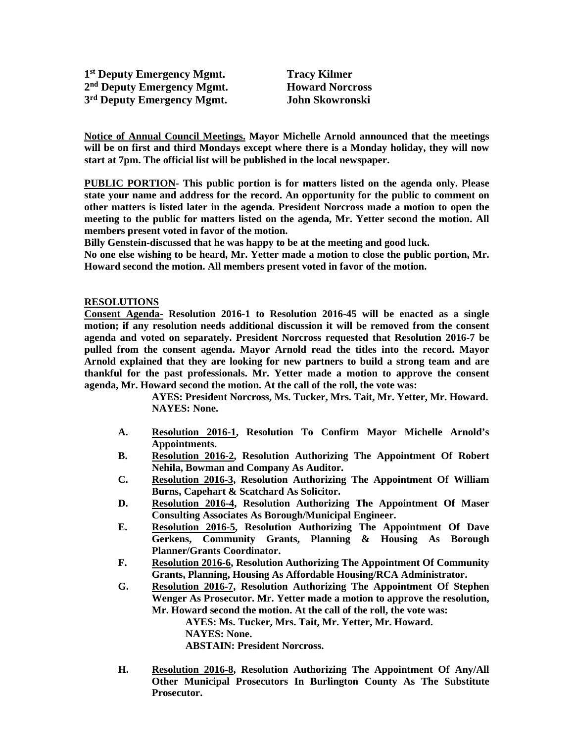**1st Deputy Emergency Mgmt.** **Tracy Kilmer**
**2nd Deputy Emergency Mgmt.** **Howard Norcross**
**3rd Deputy Emergency Mgmt.** **John Skowronski**

**Notice of Annual Council Meetings. Mayor Michelle Arnold announced that the meetings will be on first and third Mondays except where there is a Monday holiday, they will now start at 7pm. The official list will be published in the local newspaper.**

**PUBLIC PORTION- This public portion is for matters listed on the agenda only. Please state your name and address for the record. An opportunity for the public to comment on other matters is listed later in the agenda. President Norcross made a motion to open the meeting to the public for matters listed on the agenda, Mr. Yetter second the motion. All members present voted in favor of the motion.**

**Billy Genstein-discussed that he was happy to be at the meeting and good luck.**

**No one else wishing to be heard, Mr. Yetter made a motion to close the public portion, Mr. Howard second the motion. All members present voted in favor of the motion.**

**RESOLUTIONS**

**Consent Agenda- Resolution 2016-1 to Resolution 2016-45 will be enacted as a single motion; if any resolution needs additional discussion it will be removed from the consent agenda and voted on separately. President Norcross requested that Resolution 2016-7 be pulled from the consent agenda. Mayor Arnold read the titles into the record. Mayor Arnold explained that they are looking for new partners to build a strong team and are thankful for the past professionals. Mr. Yetter made a motion to approve the consent agenda, Mr. Howard second the motion. At the call of the roll, the vote was:**

**AYES: President Norcross, Ms. Tucker, Mrs. Tait, Mr. Yetter, Mr. Howard.**
**NAYES: None.**

- **A.** **Resolution 2016-1, Resolution To Confirm Mayor Michelle Arnold's Appointments.**
- **B.** **Resolution 2016-2, Resolution Authorizing The Appointment Of Robert Nehila, Bowman and Company As Auditor.**
- **C.** **Resolution 2016-3, Resolution Authorizing The Appointment Of William Burns, Capehart & Scatchard As Solicitor.**
- **D.** **Resolution 2016-4, Resolution Authorizing The Appointment Of Maser Consulting Associates As Borough/Municipal Engineer.**
- **E.** **Resolution 2016-5, Resolution Authorizing The Appointment Of Dave Gerkens, Community Grants, Planning & Housing As Borough Planner/Grants Coordinator.**
- **F.** **Resolution 2016-6, Resolution Authorizing The Appointment Of Community Grants, Planning, Housing As Affordable Housing/RCA Administrator.**
- **G.** **Resolution 2016-7, Resolution Authorizing The Appointment Of Stephen Wenger As Prosecutor. Mr. Yetter made a motion to approve the resolution, Mr. Howard second the motion. At the call of the roll, the vote was:**

  **AYES: Ms. Tucker, Mrs. Tait, Mr. Yetter, Mr. Howard.**
  **NAYES: None.**
  **ABSTAIN: President Norcross.**

- **H.** **Resolution 2016-8, Resolution Authorizing The Appointment Of Any/All Other Municipal Prosecutors In Burlington County As The Substitute Prosecutor.**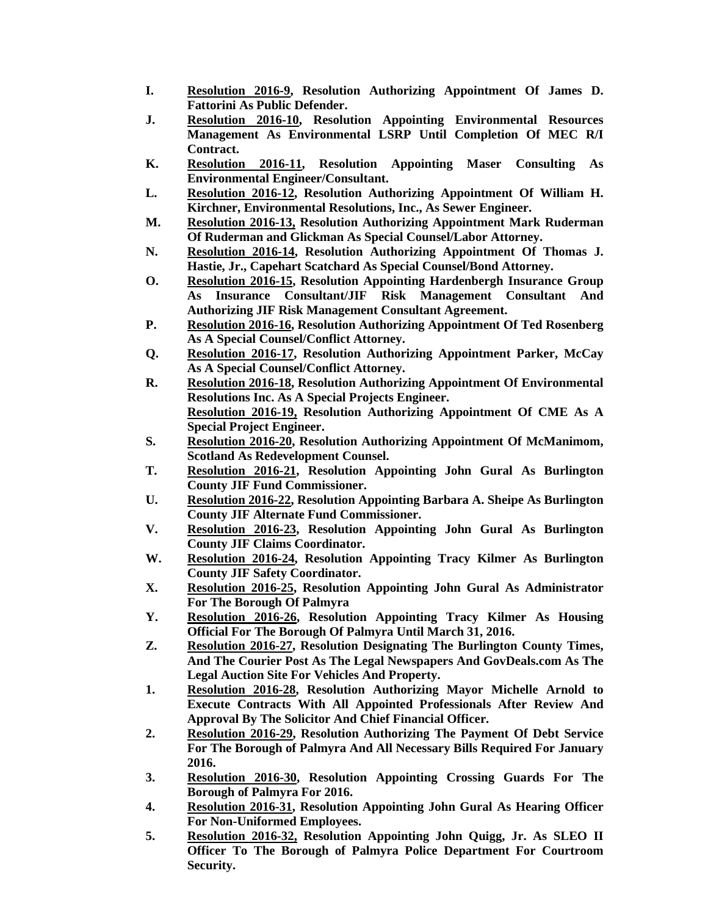**I.** **<u>Resolution 2016-9</u>, Resolution Authorizing Appointment Of James D. Fattorini As Public Defender.**

**J.** **<u>Resolution 2016-10</u>, Resolution Appointing Environmental Resources Management As Environmental LSRP Until Completion Of MEC R/I Contract.**

**K.** **<u>Resolution 2016-11</u>, Resolution Appointing Maser Consulting As Environmental Engineer/Consultant.**

**L.** **<u>Resolution 2016-12</u>, Resolution Authorizing Appointment Of William H. Kirchner, Environmental Resolutions, Inc., As Sewer Engineer.**

**M.** **<u>Resolution 2016-13,</u> Resolution Authorizing Appointment Mark Ruderman Of Ruderman and Glickman As Special Counsel/Labor Attorney.**

**N.** **<u>Resolution 2016-14</u>, Resolution Authorizing Appointment Of Thomas J. Hastie, Jr., Capehart Scatchard As Special Counsel/Bond Attorney.**

**O.** **<u>Resolution 2016-15</u>, Resolution Appointing Hardenbergh Insurance Group As Insurance Consultant/JIF Risk Management Consultant And Authorizing JIF Risk Management Consultant Agreement.**

**P.** **<u>Resolution 2016-16</u>, Resolution Authorizing Appointment Of Ted Rosenberg As A Special Counsel/Conflict Attorney.**

**Q.** **<u>Resolution 2016-17</u>, Resolution Authorizing Appointment Parker, McCay As A Special Counsel/Conflict Attorney.**

**R.** **<u>Resolution 2016-18</u>, Resolution Authorizing Appointment Of Environmental Resolutions Inc. As A Special Projects Engineer.**
**<u>Resolution 2016-19,</u> Resolution Authorizing Appointment Of CME As A Special Project Engineer.**

**S.** **<u>Resolution 2016-20</u>, Resolution Authorizing Appointment Of McManimom, Scotland As Redevelopment Counsel.**

**T.** **<u>Resolution 2016-21</u>, Resolution Appointing John Gural As Burlington County JIF Fund Commissioner.**

**U.** **<u>Resolution 2016-22</u>, Resolution Appointing Barbara A. Sheipe As Burlington County JIF Alternate Fund Commissioner.**

**V.** **<u>Resolution 2016-23</u>, Resolution Appointing John Gural As Burlington County JIF Claims Coordinator.**

**W.** **<u>Resolution 2016-24</u>, Resolution Appointing Tracy Kilmer As Burlington County JIF Safety Coordinator.**

**X.** **<u>Resolution 2016-25</u>, Resolution Appointing John Gural As Administrator For The Borough Of Palmyra**

**Y.** **<u>Resolution 2016-26</u>, Resolution Appointing Tracy Kilmer As Housing Official For The Borough Of Palmyra Until March 31, 2016.**

**Z.** **<u>Resolution 2016-27</u>, Resolution Designating The Burlington County Times, And The Courier Post As The Legal Newspapers And GovDeals.com As The Legal Auction Site For Vehicles And Property.**

**1.** **<u>Resolution 2016-28</u>, Resolution Authorizing Mayor Michelle Arnold to Execute Contracts With All Appointed Professionals After Review And Approval By The Solicitor And Chief Financial Officer.**

**2.** **<u>Resolution 2016-29</u>, Resolution Authorizing The Payment Of Debt Service For The Borough of Palmyra And All Necessary Bills Required For January 2016.**

**3.** **<u>Resolution 2016-30</u>, Resolution Appointing Crossing Guards For The Borough of Palmyra For 2016.**

**4.** **<u>Resolution 2016-31</u>, Resolution Appointing John Gural As Hearing Officer For Non-Uniformed Employees.**

**5.** **<u>Resolution 2016-32</u>, Resolution Appointing John Quigg, Jr. As SLEO II Officer To The Borough of Palmyra Police Department For Courtroom Security.**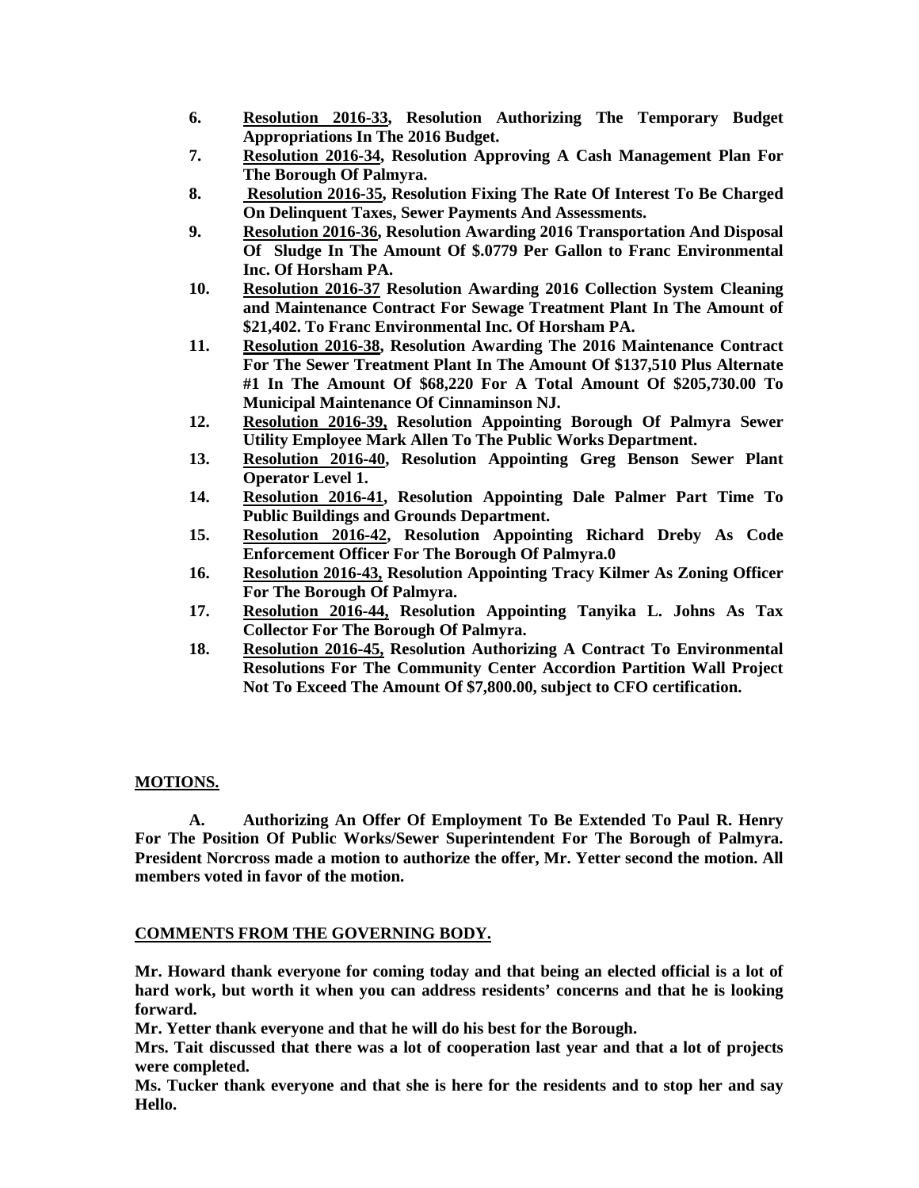6. **Resolution 2016-33, Resolution Authorizing The Temporary Budget Appropriations In The 2016 Budget.**
7. **Resolution 2016-34, Resolution Approving A Cash Management Plan For The Borough Of Palmyra.**
8. **Resolution 2016-35, Resolution Fixing The Rate Of Interest To Be Charged On Delinquent Taxes, Sewer Payments And Assessments.**
9. **Resolution 2016-36, Resolution Awarding 2016 Transportation And Disposal Of Sludge In The Amount Of $.0779 Per Gallon to Franc Environmental Inc. Of Horsham PA.**
10. **Resolution 2016-37 Resolution Awarding 2016 Collection System Cleaning and Maintenance Contract For Sewage Treatment Plant In The Amount of $21,402. To Franc Environmental Inc. Of Horsham PA.**
11. **Resolution 2016-38, Resolution Awarding The 2016 Maintenance Contract For The Sewer Treatment Plant In The Amount Of $137,510 Plus Alternate #1 In The Amount Of $68,220 For A Total Amount Of $205,730.00 To Municipal Maintenance Of Cinnaminson NJ.**
12. **Resolution 2016-39, Resolution Appointing Borough Of Palmyra Sewer Utility Employee Mark Allen To The Public Works Department.**
13. **Resolution 2016-40, Resolution Appointing Greg Benson Sewer Plant Operator Level 1.**
14. **Resolution 2016-41, Resolution Appointing Dale Palmer Part Time To Public Buildings and Grounds Department.**
15. **Resolution 2016-42, Resolution Appointing Richard Dreby As Code Enforcement Officer For The Borough Of Palmyra.0**
16. **Resolution 2016-43, Resolution Appointing Tracy Kilmer As Zoning Officer For The Borough Of Palmyra.**
17. **Resolution 2016-44, Resolution Appointing Tanyika L. Johns As Tax Collector For The Borough Of Palmyra.**
18. **Resolution 2016-45, Resolution Authorizing A Contract To Environmental Resolutions For The Community Center Accordion Partition Wall Project Not To Exceed The Amount Of $7,800.00, subject to CFO certification.**

**MOTIONS.**

**A. Authorizing An Offer Of Employment To Be Extended To Paul R. Henry For The Position Of Public Works/Sewer Superintendent For The Borough of Palmyra. President Norcross made a motion to authorize the offer, Mr. Yetter second the motion. All members voted in favor of the motion.**

**COMMENTS FROM THE GOVERNING BODY.**

**Mr. Howard thank everyone for coming today and that being an elected official is a lot of hard work, but worth it when you can address residents' concerns and that he is looking forward.**

**Mr. Yetter thank everyone and that he will do his best for the Borough.**

**Mrs. Tait discussed that there was a lot of cooperation last year and that a lot of projects were completed.**

**Ms. Tucker thank everyone and that she is here for the residents and to stop her and say Hello.**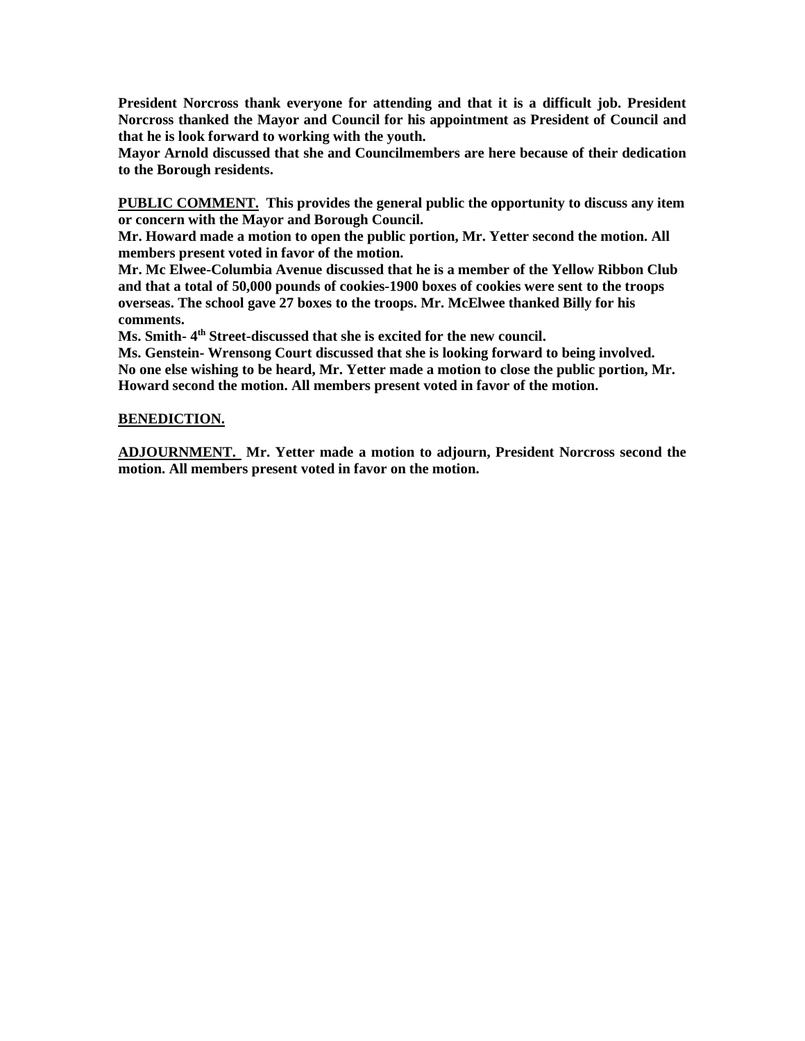**President Norcross thank everyone for attending and that it is a difficult job. President Norcross thanked the Mayor and Council for his appointment as President of Council and that he is look forward to working with the youth.**
**Mayor Arnold discussed that she and Councilmembers are here because of their dedication to the Borough residents.**

**PUBLIC COMMENT. This provides the general public the opportunity to discuss any item or concern with the Mayor and Borough Council.**
**Mr. Howard made a motion to open the public portion, Mr. Yetter second the motion. All members present voted in favor of the motion.**
**Mr. Mc Elwee-Columbia Avenue discussed that he is a member of the Yellow Ribbon Club and that a total of 50,000 pounds of cookies-1900 boxes of cookies were sent to the troops overseas. The school gave 27 boxes to the troops. Mr. McElwee thanked Billy for his comments.**
**Ms. Smith- 4th Street-discussed that she is excited for the new council.**
**Ms. Genstein- Wrensong Court discussed that she is looking forward to being involved.**
**No one else wishing to be heard, Mr. Yetter made a motion to close the public portion, Mr. Howard second the motion. All members present voted in favor of the motion.**

**BENEDICTION.**

**ADJOURNMENT. Mr. Yetter made a motion to adjourn, President Norcross second the motion. All members present voted in favor on the motion.**